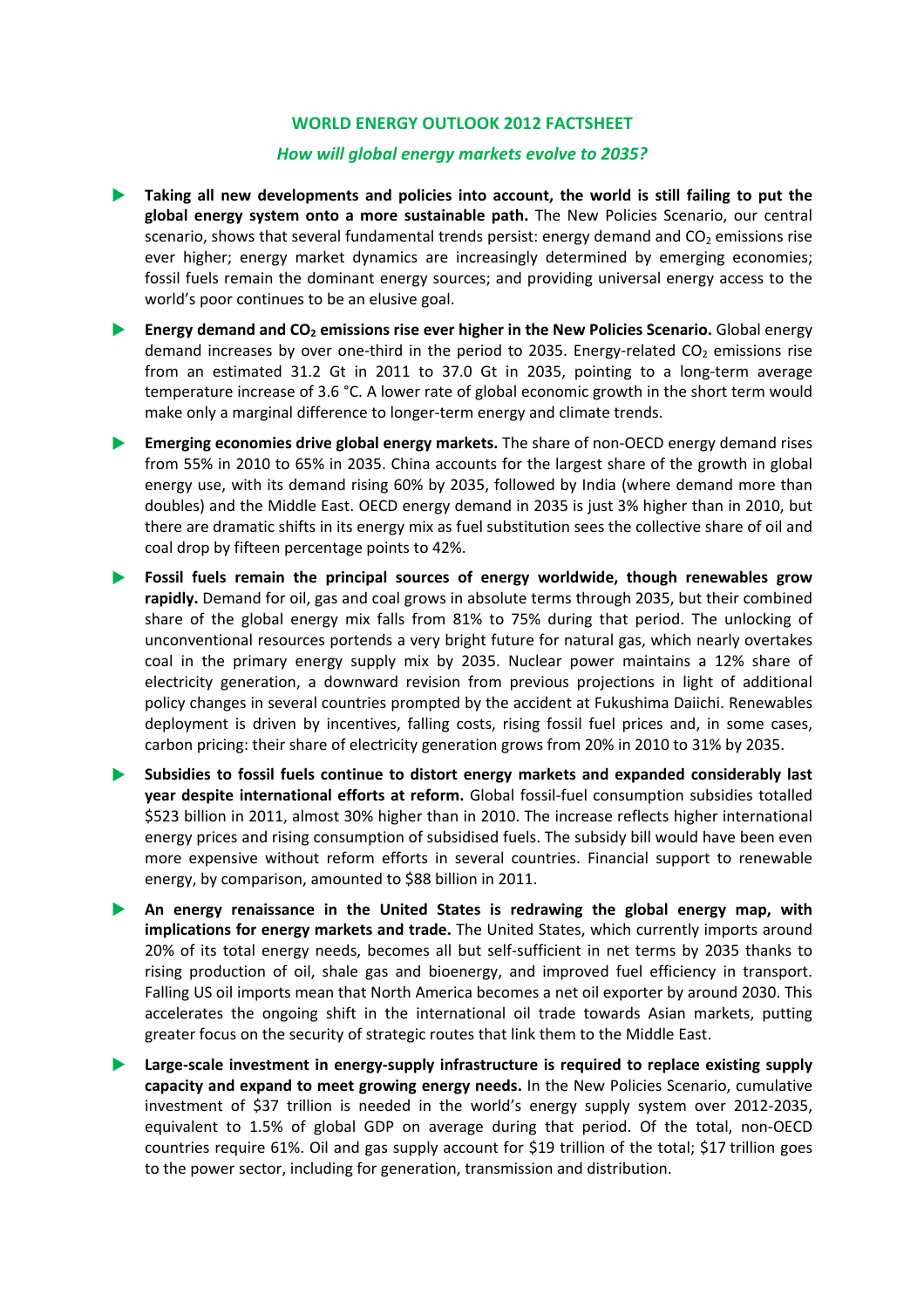## WORLD ENERGY OUTLOOK 2012 FACTSHEET

### *How will global energy markets evolve to 2035?*

- **Taking all new developments and policies into account, the world is still failing to put the global energy system onto a more sustainable path.** The New Policies Scenario, our central scenario, shows that several fundamental trends persist: energy demand and $CO_2$ emissions rise ever higher; energy market dynamics are increasingly determined by emerging economies; fossil fuels remain the dominant energy sources; and providing universal energy access to the world's poor continues to be an elusive goal.

- **Energy demand and $CO_2$ emissions rise ever higher in the New Policies Scenario.** Global energy demand increases by over one-third in the period to 2035. Energy-related $CO_2$ emissions rise from an estimated 31.2 Gt in 2011 to 37.0 Gt in 2035, pointing to a long-term average temperature increase of 3.6 °C. A lower rate of global economic growth in the short term would make only a marginal difference to longer-term energy and climate trends.

- **Emerging economies drive global energy markets.** The share of non-OECD energy demand rises from 55% in 2010 to 65% in 2035. China accounts for the largest share of the growth in global energy use, with its demand rising 60% by 2035, followed by India (where demand more than doubles) and the Middle East. OECD energy demand in 2035 is just 3% higher than in 2010, but there are dramatic shifts in its energy mix as fuel substitution sees the collective share of oil and coal drop by fifteen percentage points to 42%.

- **Fossil fuels remain the principal sources of energy worldwide, though renewables grow rapidly.** Demand for oil, gas and coal grows in absolute terms through 2035, but their combined share of the global energy mix falls from 81% to 75% during that period. The unlocking of unconventional resources portends a very bright future for natural gas, which nearly overtakes coal in the primary energy supply mix by 2035. Nuclear power maintains a 12% share of electricity generation, a downward revision from previous projections in light of additional policy changes in several countries prompted by the accident at Fukushima Daiichi. Renewables deployment is driven by incentives, falling costs, rising fossil fuel prices and, in some cases, carbon pricing: their share of electricity generation grows from 20% in 2010 to 31% by 2035.

- **Subsidies to fossil fuels continue to distort energy markets and expanded considerably last year despite international efforts at reform.** Global fossil-fuel consumption subsidies totalled \$523 billion in 2011, almost 30% higher than in 2010. The increase reflects higher international energy prices and rising consumption of subsidised fuels. The subsidy bill would have been even more expensive without reform efforts in several countries. Financial support to renewable energy, by comparison, amounted to \$88 billion in 2011.

- **An energy renaissance in the United States is redrawing the global energy map, with implications for energy markets and trade.** The United States, which currently imports around 20% of its total energy needs, becomes all but self-sufficient in net terms by 2035 thanks to rising production of oil, shale gas and bioenergy, and improved fuel efficiency in transport. Falling US oil imports mean that North America becomes a net oil exporter by around 2030. This accelerates the ongoing shift in the international oil trade towards Asian markets, putting greater focus on the security of strategic routes that link them to the Middle East.

- **Large-scale investment in energy-supply infrastructure is required to replace existing supply capacity and expand to meet growing energy needs.** In the New Policies Scenario, cumulative investment of \$37 trillion is needed in the world's energy supply system over 2012-2035, equivalent to 1.5% of global GDP on average during that period. Of the total, non-OECD countries require 61%. Oil and gas supply account for \$19 trillion of the total; \$17 trillion goes to the power sector, including for generation, transmission and distribution.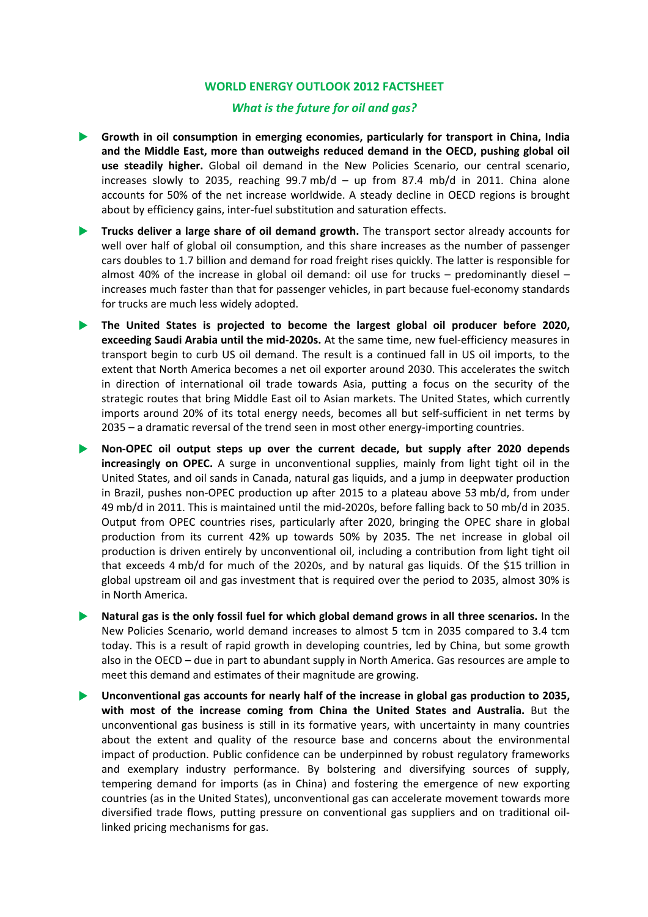**WORLD ENERGY OUTLOOK 2012 FACTSHEET**

***What is the future for oil and gas?***

- **Growth in oil consumption in emerging economies, particularly for transport in China, India and the Middle East, more than outweighs reduced demand in the OECD, pushing global oil use steadily higher.** Global oil demand in the New Policies Scenario, our central scenario, increases slowly to 2035, reaching 99.7 mb/d – up from 87.4 mb/d in 2011. China alone accounts for 50% of the net increase worldwide. A steady decline in OECD regions is brought about by efficiency gains, inter-fuel substitution and saturation effects.

- **Trucks deliver a large share of oil demand growth.** The transport sector already accounts for well over half of global oil consumption, and this share increases as the number of passenger cars doubles to 1.7 billion and demand for road freight rises quickly. The latter is responsible for almost 40% of the increase in global oil demand: oil use for trucks – predominantly diesel – increases much faster than that for passenger vehicles, in part because fuel-economy standards for trucks are much less widely adopted.

- **The United States is projected to become the largest global oil producer before 2020, exceeding Saudi Arabia until the mid-2020s.** At the same time, new fuel-efficiency measures in transport begin to curb US oil demand. The result is a continued fall in US oil imports, to the extent that North America becomes a net oil exporter around 2030. This accelerates the switch in direction of international oil trade towards Asia, putting a focus on the security of the strategic routes that bring Middle East oil to Asian markets. The United States, which currently imports around 20% of its total energy needs, becomes all but self-sufficient in net terms by 2035 – a dramatic reversal of the trend seen in most other energy-importing countries.

- **Non-OPEC oil output steps up over the current decade, but supply after 2020 depends increasingly on OPEC.** A surge in unconventional supplies, mainly from light tight oil in the United States, and oil sands in Canada, natural gas liquids, and a jump in deepwater production in Brazil, pushes non-OPEC production up after 2015 to a plateau above 53 mb/d, from under 49 mb/d in 2011. This is maintained until the mid-2020s, before falling back to 50 mb/d in 2035. Output from OPEC countries rises, particularly after 2020, bringing the OPEC share in global production from its current 42% up towards 50% by 2035. The net increase in global oil production is driven entirely by unconventional oil, including a contribution from light tight oil that exceeds 4 mb/d for much of the 2020s, and by natural gas liquids. Of the $15 trillion in global upstream oil and gas investment that is required over the period to 2035, almost 30% is in North America.

- **Natural gas is the only fossil fuel for which global demand grows in all three scenarios.** In the New Policies Scenario, world demand increases to almost 5 tcm in 2035 compared to 3.4 tcm today. This is a result of rapid growth in developing countries, led by China, but some growth also in the OECD – due in part to abundant supply in North America. Gas resources are ample to meet this demand and estimates of their magnitude are growing.

- **Unconventional gas accounts for nearly half of the increase in global gas production to 2035, with most of the increase coming from China the United States and Australia.** But the unconventional gas business is still in its formative years, with uncertainty in many countries about the extent and quality of the resource base and concerns about the environmental impact of production. Public confidence can be underpinned by robust regulatory frameworks and exemplary industry performance. By bolstering and diversifying sources of supply, tempering demand for imports (as in China) and fostering the emergence of new exporting countries (as in the United States), unconventional gas can accelerate movement towards more diversified trade flows, putting pressure on conventional gas suppliers and on traditional oil-linked pricing mechanisms for gas.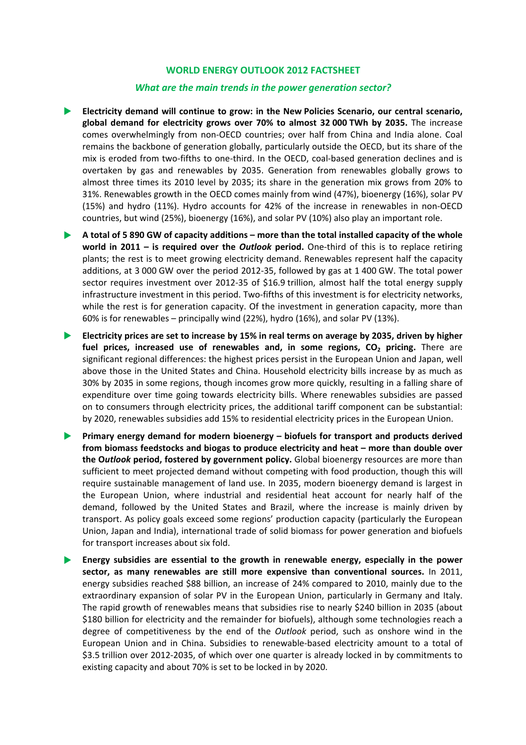## WORLD ENERGY OUTLOOK 2012 FACTSHEET

### *What are the main trends in the power generation sector?*

- **Electricity demand will continue to grow: in the New Policies Scenario, our central scenario, global demand for electricity grows over 70% to almost 32 000 TWh by 2035.** The increase comes overwhelmingly from non-OECD countries; over half from China and India alone. Coal remains the backbone of generation globally, particularly outside the OECD, but its share of the mix is eroded from two-fifths to one-third. In the OECD, coal-based generation declines and is overtaken by gas and renewables by 2035. Generation from renewables globally grows to almost three times its 2010 level by 2035; its share in the generation mix grows from 20% to 31%. Renewables growth in the OECD comes mainly from wind (47%), bioenergy (16%), solar PV (15%) and hydro (11%). Hydro accounts for 42% of the increase in renewables in non-OECD countries, but wind (25%), bioenergy (16%), and solar PV (10%) also play an important role.

- **A total of 5 890 GW of capacity additions – more than the total installed capacity of the whole world in 2011 – is required over the *Outlook* period.** One-third of this is to replace retiring plants; the rest is to meet growing electricity demand. Renewables represent half the capacity additions, at 3 000 GW over the period 2012-35, followed by gas at 1 400 GW. The total power sector requires investment over 2012-35 of $16.9 trillion, almost half the total energy supply infrastructure investment in this period. Two-fifths of this investment is for electricity networks, while the rest is for generation capacity. Of the investment in generation capacity, more than 60% is for renewables – principally wind (22%), hydro (16%), and solar PV (13%).

- **Electricity prices are set to increase by 15% in real terms on average by 2035, driven by higher fuel prices, increased use of renewables and, in some regions, $CO_2$ pricing.** There are significant regional differences: the highest prices persist in the European Union and Japan, well above those in the United States and China. Household electricity bills increase by as much as 30% by 2035 in some regions, though incomes grow more quickly, resulting in a falling share of expenditure over time going towards electricity bills. Where renewables subsidies are passed on to consumers through electricity prices, the additional tariff component can be substantial: by 2020, renewables subsidies add 15% to residential electricity prices in the European Union.

- **Primary energy demand for modern bioenergy – biofuels for transport and products derived from biomass feedstocks and biogas to produce electricity and heat – more than double over the O*utlook* period, fostered by government policy.** Global bioenergy resources are more than sufficient to meet projected demand without competing with food production, though this will require sustainable management of land use. In 2035, modern bioenergy demand is largest in the European Union, where industrial and residential heat account for nearly half of the demand, followed by the United States and Brazil, where the increase is mainly driven by transport. As policy goals exceed some regions' production capacity (particularly the European Union, Japan and India), international trade of solid biomass for power generation and biofuels for transport increases about six fold.

- **Energy subsidies are essential to the growth in renewable energy, especially in the power sector, as many renewables are still more expensive than conventional sources.** In 2011, energy subsidies reached $88 billion, an increase of 24% compared to 2010, mainly due to the extraordinary expansion of solar PV in the European Union, particularly in Germany and Italy. The rapid growth of renewables means that subsidies rise to nearly $240 billion in 2035 (about $180 billion for electricity and the remainder for biofuels), although some technologies reach a degree of competitiveness by the end of the *Outlook* period, such as onshore wind in the European Union and in China. Subsidies to renewable-based electricity amount to a total of $3.5 trillion over 2012-2035, of which over one quarter is already locked in by commitments to existing capacity and about 70% is set to be locked in by 2020.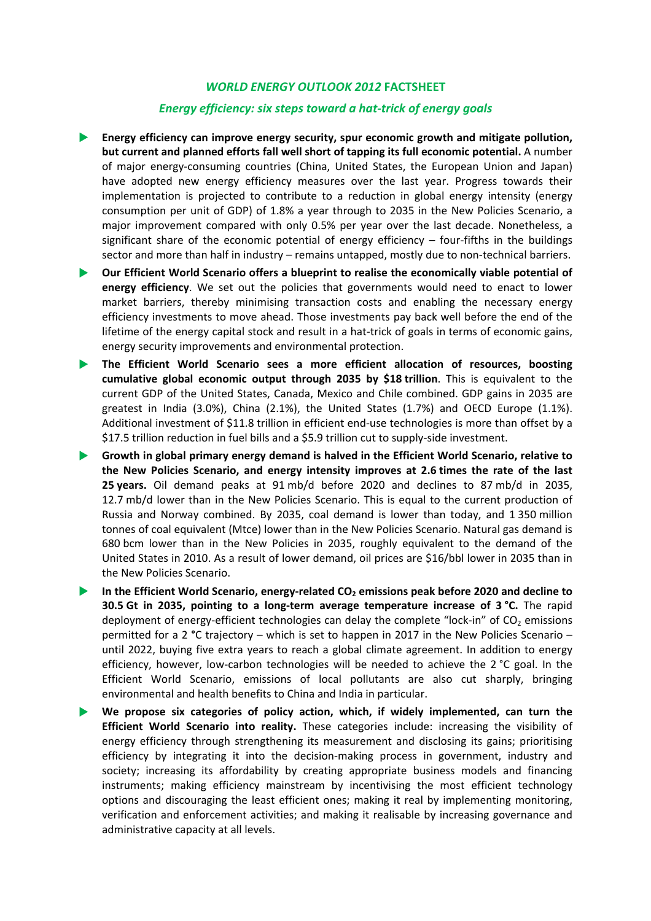## *WORLD ENERGY OUTLOOK 2012* FACTSHEET

### *Energy efficiency: six steps toward a hat-trick of energy goals*

- **Energy efficiency can improve energy security, spur economic growth and mitigate pollution, but current and planned efforts fall well short of tapping its full economic potential.** A number of major energy-consuming countries (China, United States, the European Union and Japan) have adopted new energy efficiency measures over the last year. Progress towards their implementation is projected to contribute to a reduction in global energy intensity (energy consumption per unit of GDP) of 1.8% a year through to 2035 in the New Policies Scenario, a major improvement compared with only 0.5% per year over the last decade. Nonetheless, a significant share of the economic potential of energy efficiency – four-fifths in the buildings sector and more than half in industry – remains untapped, mostly due to non-technical barriers.

- **Our Efficient World Scenario offers a blueprint to realise the economically viable potential of energy efficiency**. We set out the policies that governments would need to enact to lower market barriers, thereby minimising transaction costs and enabling the necessary energy efficiency investments to move ahead. Those investments pay back well before the end of the lifetime of the energy capital stock and result in a hat-trick of goals in terms of economic gains, energy security improvements and environmental protection.

- **The Efficient World Scenario sees a more efficient allocation of resources, boosting cumulative global economic output through 2035 by $18 trillion**. This is equivalent to the current GDP of the United States, Canada, Mexico and Chile combined. GDP gains in 2035 are greatest in India (3.0%), China (2.1%), the United States (1.7%) and OECD Europe (1.1%). Additional investment of $11.8 trillion in efficient end-use technologies is more than offset by a $17.5 trillion reduction in fuel bills and a $5.9 trillion cut to supply-side investment.

- **Growth in global primary energy demand is halved in the Efficient World Scenario, relative to the New Policies Scenario, and energy intensity improves at 2.6 times the rate of the last 25 years.** Oil demand peaks at 91 mb/d before 2020 and declines to 87 mb/d in 2035, 12.7 mb/d lower than in the New Policies Scenario. This is equal to the current production of Russia and Norway combined. By 2035, coal demand is lower than today, and 1 350 million tonnes of coal equivalent (Mtce) lower than in the New Policies Scenario. Natural gas demand is 680 bcm lower than in the New Policies in 2035, roughly equivalent to the demand of the United States in 2010. As a result of lower demand, oil prices are $16/bbl lower in 2035 than in the New Policies Scenario.

- **In the Efficient World Scenario, energy-related $CO_2$ emissions peak before 2020 and decline to 30.5 Gt in 2035, pointing to a long-term average temperature increase of 3 °C.** The rapid deployment of energy-efficient technologies can delay the complete "lock-in" of $CO_2$ emissions permitted for a 2 °C trajectory – which is set to happen in 2017 in the New Policies Scenario – until 2022, buying five extra years to reach a global climate agreement. In addition to energy efficiency, however, low-carbon technologies will be needed to achieve the 2 °C goal. In the Efficient World Scenario, emissions of local pollutants are also cut sharply, bringing environmental and health benefits to China and India in particular.

- **We propose six categories of policy action, which, if widely implemented, can turn the Efficient World Scenario into reality.** These categories include: increasing the visibility of energy efficiency through strengthening its measurement and disclosing its gains; prioritising efficiency by integrating it into the decision-making process in government, industry and society; increasing its affordability by creating appropriate business models and financing instruments; making efficiency mainstream by incentivising the most efficient technology options and discouraging the least efficient ones; making it real by implementing monitoring, verification and enforcement activities; and making it realisable by increasing governance and administrative capacity at all levels.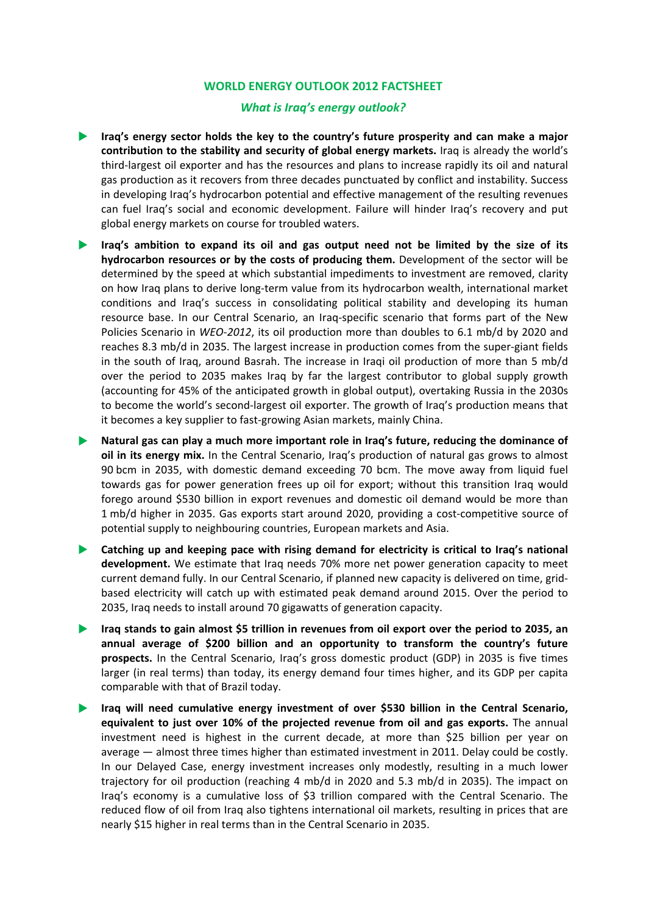**WORLD ENERGY OUTLOOK 2012 FACTSHEET**

***What is Iraq's energy outlook?***

- **Iraq's energy sector holds the key to the country's future prosperity and can make a major contribution to the stability and security of global energy markets.** Iraq is already the world's third-largest oil exporter and has the resources and plans to increase rapidly its oil and natural gas production as it recovers from three decades punctuated by conflict and instability. Success in developing Iraq's hydrocarbon potential and effective management of the resulting revenues can fuel Iraq's social and economic development. Failure will hinder Iraq's recovery and put global energy markets on course for troubled waters.

- **Iraq's ambition to expand its oil and gas output need not be limited by the size of its hydrocarbon resources or by the costs of producing them.** Development of the sector will be determined by the speed at which substantial impediments to investment are removed, clarity on how Iraq plans to derive long-term value from its hydrocarbon wealth, international market conditions and Iraq's success in consolidating political stability and developing its human resource base. In our Central Scenario, an Iraq-specific scenario that forms part of the New Policies Scenario in *WEO-2012*, its oil production more than doubles to 6.1 mb/d by 2020 and reaches 8.3 mb/d in 2035. The largest increase in production comes from the super-giant fields in the south of Iraq, around Basrah. The increase in Iraqi oil production of more than 5 mb/d over the period to 2035 makes Iraq by far the largest contributor to global supply growth (accounting for 45% of the anticipated growth in global output), overtaking Russia in the 2030s to become the world's second-largest oil exporter. The growth of Iraq's production means that it becomes a key supplier to fast-growing Asian markets, mainly China.

- **Natural gas can play a much more important role in Iraq's future, reducing the dominance of oil in its energy mix.** In the Central Scenario, Iraq's production of natural gas grows to almost 90 bcm in 2035, with domestic demand exceeding 70 bcm. The move away from liquid fuel towards gas for power generation frees up oil for export; without this transition Iraq would forego around $530 billion in export revenues and domestic oil demand would be more than 1 mb/d higher in 2035. Gas exports start around 2020, providing a cost-competitive source of potential supply to neighbouring countries, European markets and Asia.

- **Catching up and keeping pace with rising demand for electricity is critical to Iraq's national development.** We estimate that Iraq needs 70% more net power generation capacity to meet current demand fully. In our Central Scenario, if planned new capacity is delivered on time, grid-based electricity will catch up with estimated peak demand around 2015. Over the period to 2035, Iraq needs to install around 70 gigawatts of generation capacity.

- **Iraq stands to gain almost $5 trillion in revenues from oil export over the period to 2035, an annual average of $200 billion and an opportunity to transform the country's future prospects.** In the Central Scenario, Iraq's gross domestic product (GDP) in 2035 is five times larger (in real terms) than today, its energy demand four times higher, and its GDP per capita comparable with that of Brazil today.

- **Iraq will need cumulative energy investment of over $530 billion in the Central Scenario, equivalent to just over 10% of the projected revenue from oil and gas exports.** The annual investment need is highest in the current decade, at more than $25 billion per year on average — almost three times higher than estimated investment in 2011. Delay could be costly. In our Delayed Case, energy investment increases only modestly, resulting in a much lower trajectory for oil production (reaching 4 mb/d in 2020 and 5.3 mb/d in 2035). The impact on Iraq's economy is a cumulative loss of $3 trillion compared with the Central Scenario. The reduced flow of oil from Iraq also tightens international oil markets, resulting in prices that are nearly $15 higher in real terms than in the Central Scenario in 2035.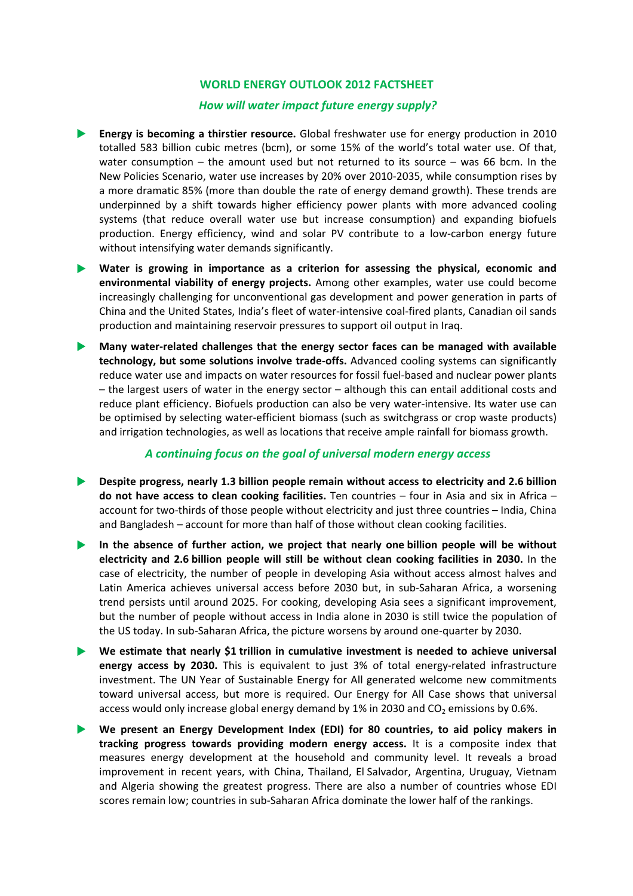## WORLD ENERGY OUTLOOK 2012 FACTSHEET

### *How will water impact future energy supply?*

- **Energy is becoming a thirstier resource.** Global freshwater use for energy production in 2010 totalled 583 billion cubic metres (bcm), or some 15% of the world's total water use. Of that, water consumption – the amount used but not returned to its source – was 66 bcm. In the New Policies Scenario, water use increases by 20% over 2010-2035, while consumption rises by a more dramatic 85% (more than double the rate of energy demand growth). These trends are underpinned by a shift towards higher efficiency power plants with more advanced cooling systems (that reduce overall water use but increase consumption) and expanding biofuels production. Energy efficiency, wind and solar PV contribute to a low-carbon energy future without intensifying water demands significantly.
- **Water is growing in importance as a criterion for assessing the physical, economic and environmental viability of energy projects.** Among other examples, water use could become increasingly challenging for unconventional gas development and power generation in parts of China and the United States, India's fleet of water-intensive coal-fired plants, Canadian oil sands production and maintaining reservoir pressures to support oil output in Iraq.
- **Many water-related challenges that the energy sector faces can be managed with available technology, but some solutions involve trade-offs.** Advanced cooling systems can significantly reduce water use and impacts on water resources for fossil fuel-based and nuclear power plants – the largest users of water in the energy sector – although this can entail additional costs and reduce plant efficiency. Biofuels production can also be very water-intensive. Its water use can be optimised by selecting water-efficient biomass (such as switchgrass or crop waste products) and irrigation technologies, as well as locations that receive ample rainfall for biomass growth.

### *A continuing focus on the goal of universal modern energy access*

- **Despite progress, nearly 1.3 billion people remain without access to electricity and 2.6 billion do not have access to clean cooking facilities.** Ten countries – four in Asia and six in Africa – account for two-thirds of those people without electricity and just three countries – India, China and Bangladesh – account for more than half of those without clean cooking facilities.
- **In the absence of further action, we project that nearly one billion people will be without electricity and 2.6 billion people will still be without clean cooking facilities in 2030.** In the case of electricity, the number of people in developing Asia without access almost halves and Latin America achieves universal access before 2030 but, in sub-Saharan Africa, a worsening trend persists until around 2025. For cooking, developing Asia sees a significant improvement, but the number of people without access in India alone in 2030 is still twice the population of the US today. In sub-Saharan Africa, the picture worsens by around one-quarter by 2030.
- **We estimate that nearly $1 trillion in cumulative investment is needed to achieve universal energy access by 2030.** This is equivalent to just 3% of total energy-related infrastructure investment. The UN Year of Sustainable Energy for All generated welcome new commitments toward universal access, but more is required. Our Energy for All Case shows that universal access would only increase global energy demand by 1% in 2030 and $CO_2$ emissions by 0.6%.
- **We present an Energy Development Index (EDI) for 80 countries, to aid policy makers in tracking progress towards providing modern energy access.** It is a composite index that measures energy development at the household and community level. It reveals a broad improvement in recent years, with China, Thailand, El Salvador, Argentina, Uruguay, Vietnam and Algeria showing the greatest progress. There are also a number of countries whose EDI scores remain low; countries in sub-Saharan Africa dominate the lower half of the rankings.